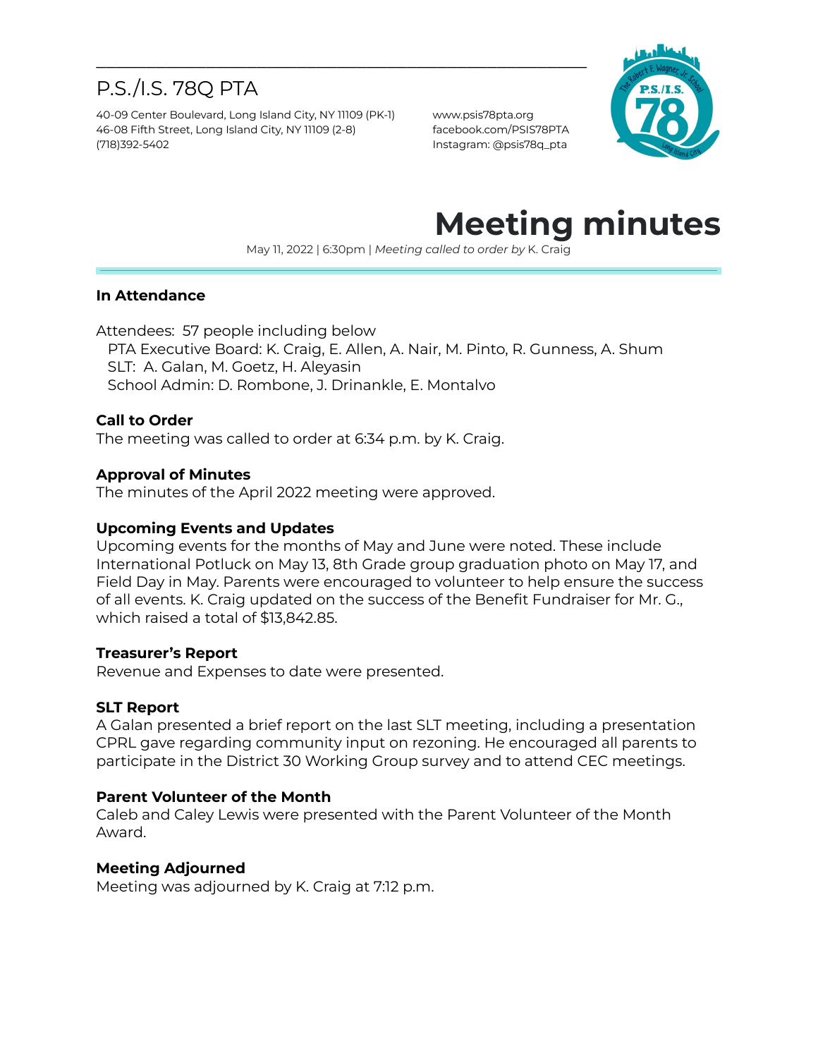# P.S./I.S. 78Q PTA

40-09 Center Boulevard, Long Island City, NY 11109 (PK-1)
46-08 Fifth Street, Long Island City, NY 11109 (2-8)
(718)392-5402

www.psis78pta.org
facebook.com/PSIS78PTA
Instagram: @psis78q_pta

# Meeting minutes

May 11, 2022 | 6:30pm | *Meeting called to order by* K. Craig

### In Attendance

Attendees: 57 people including below
- PTA Executive Board: K. Craig, E. Allen, A. Nair, M. Pinto, R. Gunness, A. Shum
- SLT: A. Galan, M. Goetz, H. Aleyasin
- School Admin: D. Rombone, J. Drinankle, E. Montalvo

### Call to Order

The meeting was called to order at 6:34 p.m. by K. Craig.

### Approval of Minutes

The minutes of the April 2022 meeting were approved.

### Upcoming Events and Updates

Upcoming events for the months of May and June were noted. These include International Potluck on May 13, 8th Grade group graduation photo on May 17, and Field Day in May. Parents were encouraged to volunteer to help ensure the success of all events. K. Craig updated on the success of the Benefit Fundraiser for Mr. G., which raised a total of $13,842.85.

### Treasurer's Report

Revenue and Expenses to date were presented.

### SLT Report

A Galan presented a brief report on the last SLT meeting, including a presentation CPRL gave regarding community input on rezoning. He encouraged all parents to participate in the District 30 Working Group survey and to attend CEC meetings.

### Parent Volunteer of the Month

Caleb and Caley Lewis were presented with the Parent Volunteer of the Month Award.

### Meeting Adjourned

Meeting was adjourned by K. Craig at 7:12 p.m.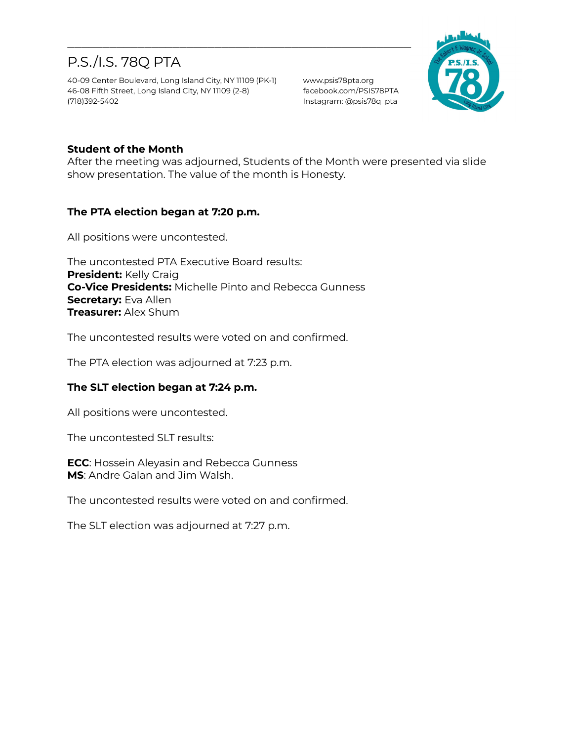**Student of the Month**

After the meeting was adjourned, Students of the Month were presented via slide show presentation. The value of the month is Honesty.

**The PTA election began at 7:20 p.m.**

All positions were uncontested.

The uncontested PTA Executive Board results:
**President:** Kelly Craig
**Co-Vice Presidents:** Michelle Pinto and Rebecca Gunness
**Secretary:** Eva Allen
**Treasurer:** Alex Shum

The uncontested results were voted on and confirmed.

The PTA election was adjourned at 7:23 p.m.

**The SLT election began at 7:24 p.m.**

All positions were uncontested.

The uncontested SLT results:

**ECC**: Hossein Aleyasin and Rebecca Gunness
**MS**: Andre Galan and Jim Walsh.

The uncontested results were voted on and confirmed.

The SLT election was adjourned at 7:27 p.m.